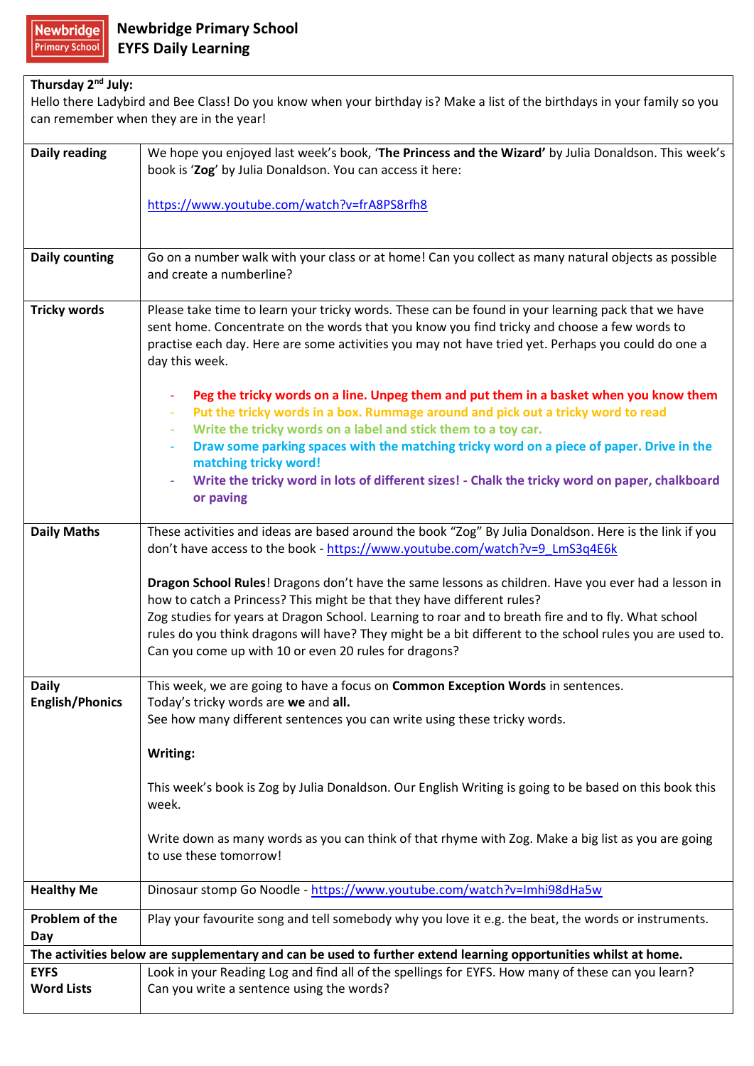# Newbridge Primary School
## EYFS Daily Learning

| **Thursday 2nd July:**<br>Hello there Ladybird and Bee Class! Do you know when your birthday is? Make a list of the birthdays in your family so you can remember when they are in the year! | |
|---|---|
| **Daily reading** | We hope you enjoyed last week's book, '**The Princess and the Wizard**' by Julia Donaldson. This week's book is '**Zog**' by Julia Donaldson. You can access it here:<br><br>https://www.youtube.com/watch?v=frA8PS8rfh8 |
| **Daily counting** | Go on a number walk with your class or at home! Can you collect as many natural objects as possible and create a numberline? |
| **Tricky words** | Please take time to learn your tricky words. These can be found in your learning pack that we have sent home. Concentrate on the words that you know you find tricky and choose a few words to practise each day. Here are some activities you may not have tried yet. Perhaps you could do one a day this week.<br><br>- **Peg the tricky words on a line. Unpeg them and put them in a basket when you know them**<br>- **Put the tricky words in a box. Rummage around and pick out a tricky word to read**<br>- **Write the tricky words on a label and stick them to a toy car.**<br>- **Draw some parking spaces with the matching tricky word on a piece of paper. Drive in the matching tricky word!**<br>- **Write the tricky word in lots of different sizes! - Chalk the tricky word on paper, chalkboard or paving** |
| **Daily Maths** | These activities and ideas are based around the book "Zog" By Julia Donaldson. Here is the link if you don't have access to the book - https://www.youtube.com/watch?v=9_LmS3q4E6k<br><br>**Dragon School Rules**! Dragons don't have the same lessons as children. Have you ever had a lesson in how to catch a Princess? This might be that they have different rules?<br>Zog studies for years at Dragon School. Learning to roar and to breath fire and to fly. What school rules do you think dragons will have? They might be a bit different to the school rules you are used to. Can you come up with 10 or even 20 rules for dragons? |
| **Daily English/Phonics** | This week, we are going to have a focus on **Common Exception Words** in sentences.<br>Today's tricky words are **we** and **all.**<br>See how many different sentences you can write using these tricky words.<br><br>**Writing:**<br><br>This week's book is Zog by Julia Donaldson. Our English Writing is going to be based on this book this week.<br><br>Write down as many words as you can think of that rhyme with Zog. Make a big list as you are going to use these tomorrow! |
| **Healthy Me** | Dinosaur stomp Go Noodle - https://www.youtube.com/watch?v=Imhi98dHa5w |
| **Problem of the Day** | Play your favourite song and tell somebody why you love it e.g. the beat, the words or instruments. |
| **The activities below are supplementary and can be used to further extend learning opportunities whilst at home.** | |
| **EYFS Word Lists** | Look in your Reading Log and find all of the spellings for EYFS. How many of these can you learn? Can you write a sentence using the words? |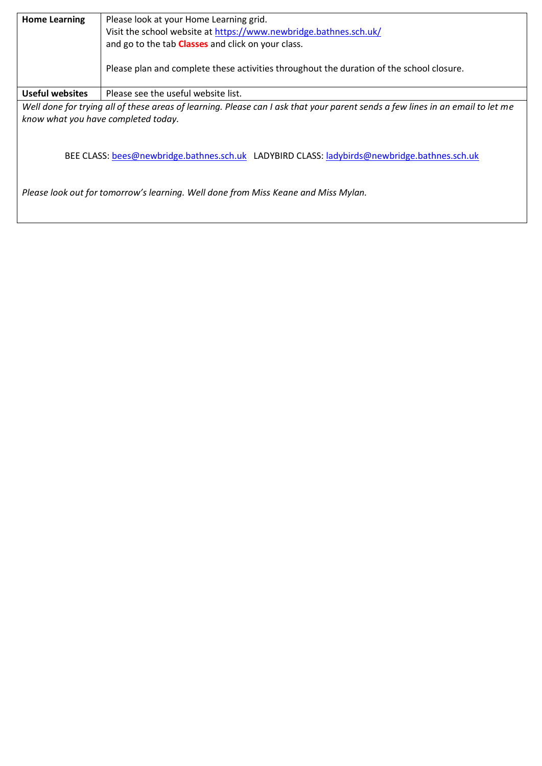| | |
|---|---|
| **Home Learning** | Please look at your Home Learning grid.<br>Visit the school website at https://www.newbridge.bathnes.sch.uk/<br>and go to the tab **Classes** and click on your class.<br><br>Please plan and complete these activities throughout the duration of the school closure. |
| **Useful websites** | Please see the useful website list. |

*Well done for trying all of these areas of learning. Please can I ask that your parent sends a few lines in an email to let me know what you have completed today.*

BEE CLASS: bees@newbridge.bathnes.sch.uk   LADYBIRD CLASS: ladybirds@newbridge.bathnes.sch.uk

*Please look out for tomorrow's learning. Well done from Miss Keane and Miss Mylan.*